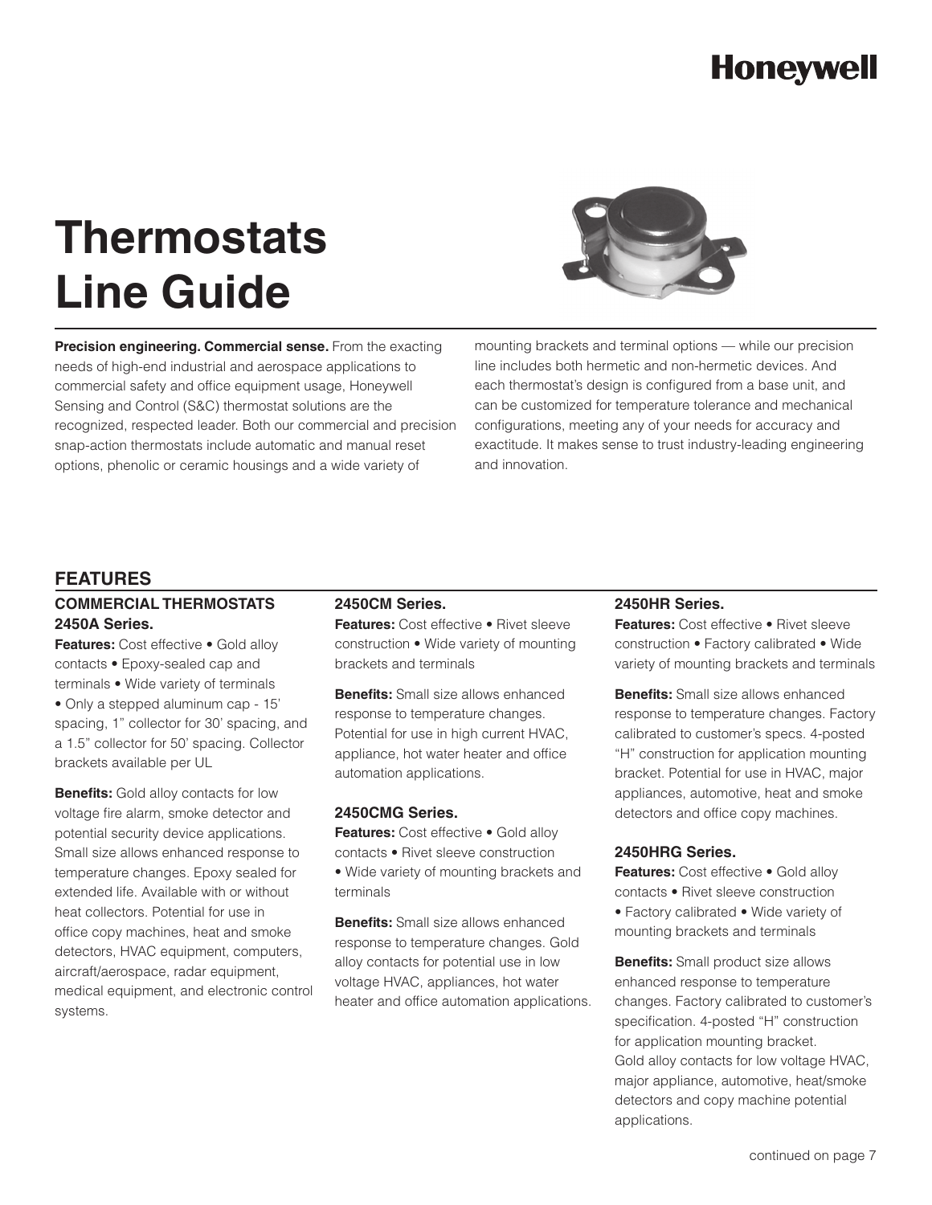Honeywell

# Thermostats Line Guide

**Precision engineering. Commercial sense.** From the exacting needs of high-end industrial and aerospace applications to commercial safety and office equipment usage, Honeywell Sensing and Control (S&C) thermostat solutions are the recognized, respected leader. Both our commercial and precision snap-action thermostats include automatic and manual reset options, phenolic or ceramic housings and a wide variety of mounting brackets and terminal options — while our precision line includes both hermetic and non-hermetic devices. And each thermostat's design is configured from a base unit, and can be customized for temperature tolerance and mechanical configurations, meeting any of your needs for accuracy and exactitude. It makes sense to trust industry-leading engineering and innovation.

## FEATURES

### COMMERCIAL THERMOSTATS

### 2450A Series.

**Features:** Cost effective • Gold alloy contacts • Epoxy-sealed cap and terminals • Wide variety of terminals • Only a stepped aluminum cap - 15' spacing, 1" collector for 30' spacing, and a 1.5" collector for 50' spacing. Collector brackets available per UL

**Benefits:** Gold alloy contacts for low voltage fire alarm, smoke detector and potential security device applications. Small size allows enhanced response to temperature changes. Epoxy sealed for extended life. Available with or without heat collectors. Potential for use in office copy machines, heat and smoke detectors, HVAC equipment, computers, aircraft/aerospace, radar equipment, medical equipment, and electronic control systems.

### 2450CM Series.

**Features:** Cost effective • Rivet sleeve construction • Wide variety of mounting brackets and terminals

**Benefits:** Small size allows enhanced response to temperature changes. Potential for use in high current HVAC, appliance, hot water heater and office automation applications.

### 2450CMG Series.

**Features:** Cost effective • Gold alloy contacts • Rivet sleeve construction • Wide variety of mounting brackets and terminals

**Benefits:** Small size allows enhanced response to temperature changes. Gold alloy contacts for potential use in low voltage HVAC, appliances, hot water heater and office automation applications.

### 2450HR Series.

**Features:** Cost effective • Rivet sleeve construction • Factory calibrated • Wide variety of mounting brackets and terminals

**Benefits:** Small size allows enhanced response to temperature changes. Factory calibrated to customer's specs. 4-posted "H" construction for application mounting bracket. Potential for use in HVAC, major appliances, automotive, heat and smoke detectors and office copy machines.

### 2450HRG Series.

**Features:** Cost effective • Gold alloy contacts • Rivet sleeve construction • Factory calibrated • Wide variety of mounting brackets and terminals

**Benefits:** Small product size allows enhanced response to temperature changes. Factory calibrated to customer's specification. 4-posted "H" construction for application mounting bracket. Gold alloy contacts for low voltage HVAC, major appliance, automotive, heat/smoke detectors and copy machine potential applications.

continued on page 7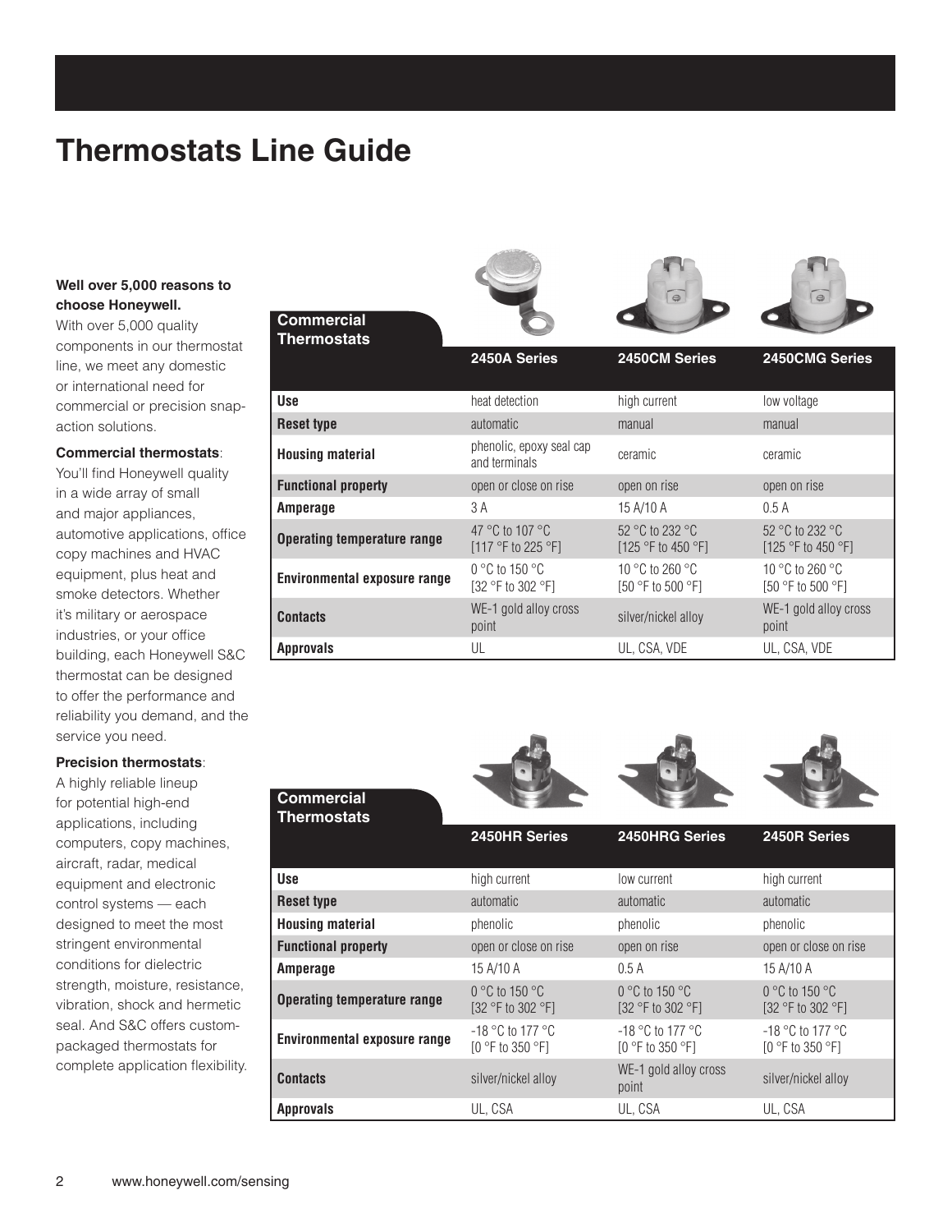# Thermostats Line Guide

**Well over 5,000 reasons to choose Honeywell.**

With over 5,000 quality components in our thermostat line, we meet any domestic or international need for commercial or precision snap-action solutions.

**Commercial thermostats**:
You'll find Honeywell quality in a wide array of small and major appliances, automotive applications, office copy machines and HVAC equipment, plus heat and smoke detectors. Whether it's military or aerospace industries, or your office building, each Honeywell S&C thermostat can be designed to offer the performance and reliability you demand, and the service you need.

**Precision thermostats**:
A highly reliable lineup for potential high-end applications, including computers, copy machines, aircraft, radar, medical equipment and electronic control systems — each designed to meet the most stringent environmental conditions for dielectric strength, moisture, resistance, vibration, shock and hermetic seal. And S&C offers custom-packaged thermostats for complete application flexibility.

## Commercial Thermostats

| | 2450A Series | 2450CM Series | 2450CMG Series |
|---|---|---|---|
| **Use** | heat detection | high current | low voltage |
| **Reset type** | automatic | manual | manual |
| **Housing material** | phenolic, epoxy seal cap and terminals | ceramic | ceramic |
| **Functional property** | open or close on rise | open on rise | open on rise |
| **Amperage** | 3 A | 15 A/10 A | 0.5 A |
| **Operating temperature range** | 47 °C to 107 °C [117 °F to 225 °F] | 52 °C to 232 °C [125 °F to 450 °F] | 52 °C to 232 °C [125 °F to 450 °F] |
| **Environmental exposure range** | 0 °C to 150 °C [32 °F to 302 °F] | 10 °C to 260 °C [50 °F to 500 °F] | 10 °C to 260 °C [50 °F to 500 °F] |
| **Contacts** | WE-1 gold alloy cross point | silver/nickel alloy | WE-1 gold alloy cross point |
| **Approvals** | UL | UL, CSA, VDE | UL, CSA, VDE |

## Commercial Thermostats

| | 2450HR Series | 2450HRG Series | 2450R Series |
|---|---|---|---|
| **Use** | high current | low current | high current |
| **Reset type** | automatic | automatic | automatic |
| **Housing material** | phenolic | phenolic | phenolic |
| **Functional property** | open or close on rise | open on rise | open or close on rise |
| **Amperage** | 15 A/10 A | 0.5 A | 15 A/10 A |
| **Operating temperature range** | 0 °C to 150 °C [32 °F to 302 °F] | 0 °C to 150 °C [32 °F to 302 °F] | 0 °C to 150 °C [32 °F to 302 °F] |
| **Environmental exposure range** | -18 °C to 177 °C [0 °F to 350 °F] | -18 °C to 177 °C [0 °F to 350 °F] | -18 °C to 177 °C [0 °F to 350 °F] |
| **Contacts** | silver/nickel alloy | WE-1 gold alloy cross point | silver/nickel alloy |
| **Approvals** | UL, CSA | UL, CSA | UL, CSA |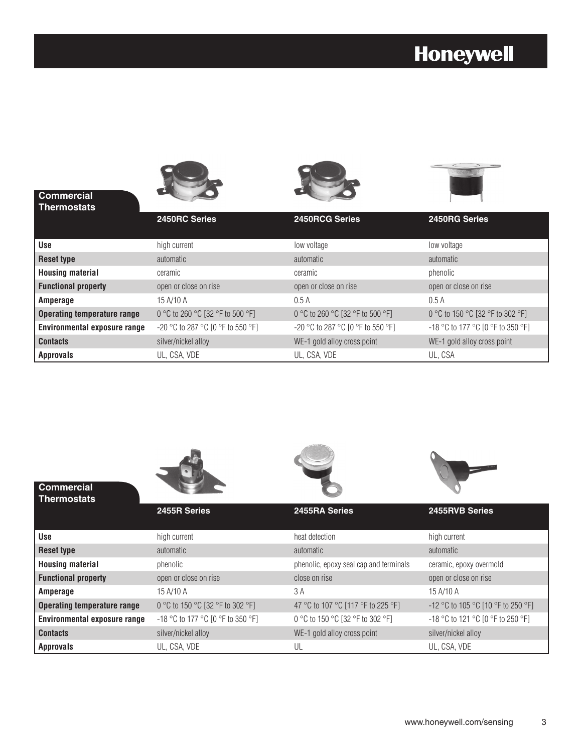## Commercial Thermostats

| | 2450RC Series | 2450RCG Series | 2450RG Series |
|---|---|---|---|
| **Use** | high current | low voltage | low voltage |
| **Reset type** | automatic | automatic | automatic |
| **Housing material** | ceramic | ceramic | phenolic |
| **Functional property** | open or close on rise | open or close on rise | open or close on rise |
| **Amperage** | 15 A/10 A | 0.5 A | 0.5 A |
| **Operating temperature range** | 0 °C to 260 °C [32 °F to 500 °F] | 0 °C to 260 °C [32 °F to 500 °F] | 0 °C to 150 °C [32 °F to 302 °F] |
| **Environmental exposure range** | -20 °C to 287 °C [0 °F to 550 °F] | -20 °C to 287 °C [0 °F to 550 °F] | -18 °C to 177 °C [0 °F to 350 °F] |
| **Contacts** | silver/nickel alloy | WE-1 gold alloy cross point | WE-1 gold alloy cross point |
| **Approvals** | UL, CSA, VDE | UL, CSA, VDE | UL, CSA |

## Commercial Thermostats

| | 2455R Series | 2455RA Series | 2455RVB Series |
|---|---|---|---|
| **Use** | high current | heat detection | high current |
| **Reset type** | automatic | automatic | automatic |
| **Housing material** | phenolic | phenolic, epoxy seal cap and terminals | ceramic, epoxy overmold |
| **Functional property** | open or close on rise | close on rise | open or close on rise |
| **Amperage** | 15 A/10 A | 3 A | 15 A/10 A |
| **Operating temperature range** | 0 °C to 150 °C [32 °F to 302 °F] | 47 °C to 107 °C [117 °F to 225 °F] | -12 °C to 105 °C [10 °F to 250 °F] |
| **Environmental exposure range** | -18 °C to 177 °C [0 °F to 350 °F] | 0 °C to 150 °C [32 °F to 302 °F] | -18 °C to 121 °C [0 °F to 250 °F] |
| **Contacts** | silver/nickel alloy | WE-1 gold alloy cross point | silver/nickel alloy |
| **Approvals** | UL, CSA, VDE | UL | UL, CSA, VDE |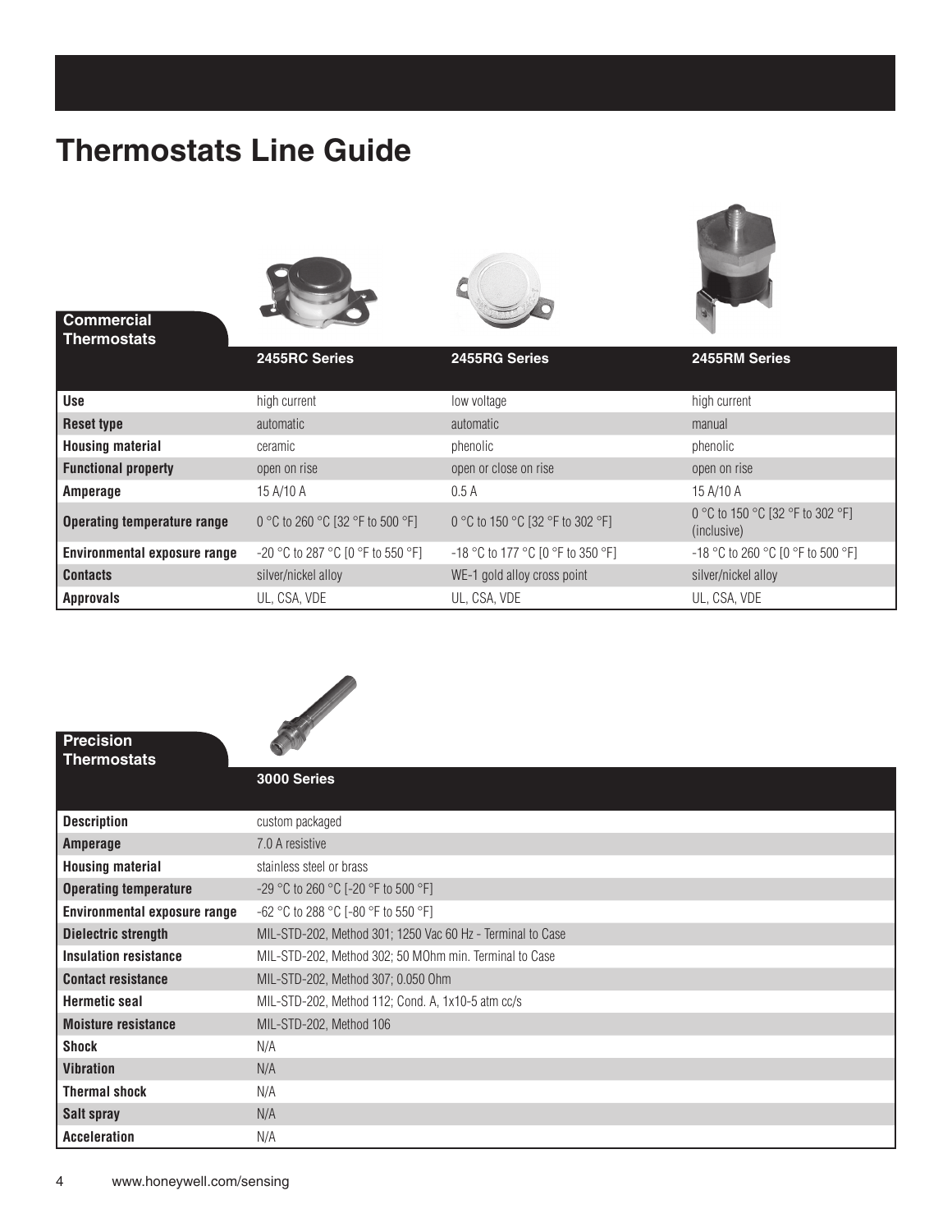# Thermostats Line Guide

| Commercial Thermostats | 2455RC Series | 2455RG Series | 2455RM Series |
|---|---|---|---|
| **Use** | high current | low voltage | high current |
| **Reset type** | automatic | automatic | manual |
| **Housing material** | ceramic | phenolic | phenolic |
| **Functional property** | open on rise | open or close on rise | open on rise |
| **Amperage** | 15 A/10 A | 0.5 A | 15 A/10 A |
| **Operating temperature range** | 0 °C to 260 °C [32 °F to 500 °F] | 0 °C to 150 °C [32 °F to 302 °F] | 0 °C to 150 °C [32 °F to 302 °F] (inclusive) |
| **Environmental exposure range** | -20 °C to 287 °C [0 °F to 550 °F] | -18 °C to 177 °C [0 °F to 350 °F] | -18 °C to 260 °C [0 °F to 500 °F] |
| **Contacts** | silver/nickel alloy | WE-1 gold alloy cross point | silver/nickel alloy |
| **Approvals** | UL, CSA, VDE | UL, CSA, VDE | UL, CSA, VDE |

| Precision Thermostats | 3000 Series |
|---|---|
| **Description** | custom packaged |
| **Amperage** | 7.0 A resistive |
| **Housing material** | stainless steel or brass |
| **Operating temperature** | -29 °C to 260 °C [-20 °F to 500 °F] |
| **Environmental exposure range** | -62 °C to 288 °C [-80 °F to 550 °F] |
| **Dielectric strength** | MIL-STD-202, Method 301; 1250 Vac 60 Hz - Terminal to Case |
| **Insulation resistance** | MIL-STD-202, Method 302; 50 MOhm min. Terminal to Case |
| **Contact resistance** | MIL-STD-202, Method 307; 0.050 Ohm |
| **Hermetic seal** | MIL-STD-202, Method 112; Cond. A, 1x10-5 atm cc/s |
| **Moisture resistance** | MIL-STD-202, Method 106 |
| **Shock** | N/A |
| **Vibration** | N/A |
| **Thermal shock** | N/A |
| **Salt spray** | N/A |
| **Acceleration** | N/A |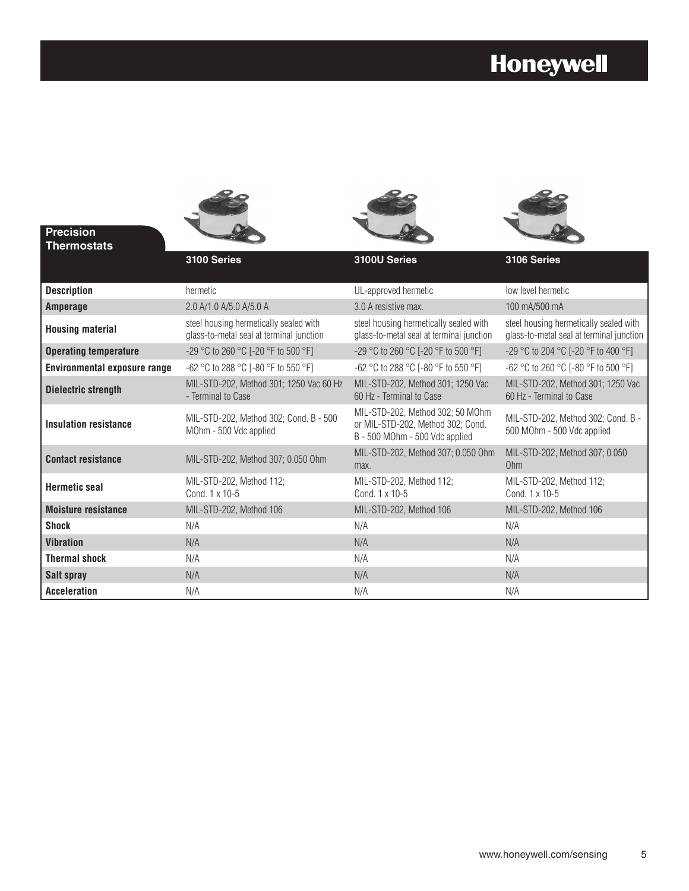## Precision Thermostats

| | 3100 Series | 3100U Series | 3106 Series |
|---|---|---|---|
| **Description** | hermetic | UL-approved hermetic | low level hermetic |
| **Amperage** | 2.0 A/1.0 A/5.0 A/5.0 A | 3.0 A resistive max. | 100 mA/500 mA |
| **Housing material** | steel housing hermetically sealed with glass-to-metal seal at terminal junction | steel housing hermetically sealed with glass-to-metal seal at terminal junction | steel housing hermetically sealed with glass-to-metal seal at terminal junction |
| **Operating temperature** | -29 °C to 260 °C [-20 °F to 500 °F] | -29 °C to 260 °C [-20 °F to 500 °F] | -29 °C to 204 °C [-20 °F to 400 °F] |
| **Environmental exposure range** | -62 °C to 288 °C [-80 °F to 550 °F] | -62 °C to 288 °C [-80 °F to 550 °F] | -62 °C to 260 °C [-80 °F to 500 °F] |
| **Dielectric strength** | MIL-STD-202, Method 301; 1250 Vac 60 Hz - Terminal to Case | MIL-STD-202, Method 301; 1250 Vac 60 Hz - Terminal to Case | MIL-STD-202, Method 301; 1250 Vac 60 Hz - Terminal to Case |
| **Insulation resistance** | MIL-STD-202, Method 302; Cond. B - 500 MOhm - 500 Vdc applied | MIL-STD-202, Method 302; 50 MOhm or MIL-STD-202, Method 302; Cond. B - 500 MOhm - 500 Vdc applied | MIL-STD-202, Method 302; Cond. B - 500 MOhm - 500 Vdc applied |
| **Contact resistance** | MIL-STD-202, Method 307; 0.050 Ohm | MIL-STD-202, Method 307; 0.050 Ohm max. | MIL-STD-202, Method 307; 0.050 Ohm |
| **Hermetic seal** | MIL-STD-202, Method 112; Cond. 1 x 10-5 | MIL-STD-202, Method 112; Cond. 1 x 10-5 | MIL-STD-202, Method 112; Cond. 1 x 10-5 |
| **Moisture resistance** | MIL-STD-202, Method 106 | MIL-STD-202, Method 106 | MIL-STD-202, Method 106 |
| **Shock** | N/A | N/A | N/A |
| **Vibration** | N/A | N/A | N/A |
| **Thermal shock** | N/A | N/A | N/A |
| **Salt spray** | N/A | N/A | N/A |
| **Acceleration** | N/A | N/A | N/A |

www.honeywell.com/sensing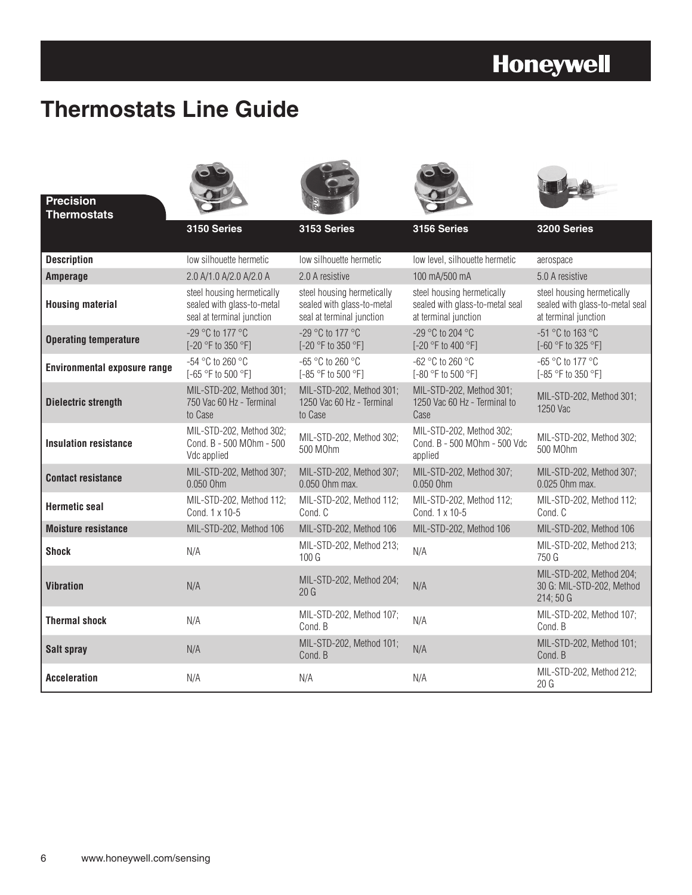# Thermostats Line Guide

| Precision Thermostats | 3150 Series | 3153 Series | 3156 Series | 3200 Series |
|---|---|---|---|---|
| **Description** | low silhouette hermetic | low silhouette hermetic | low level, silhouette hermetic | aerospace |
| **Amperage** | 2.0 A/1.0 A/2.0 A/2.0 A | 2.0 A resistive | 100 mA/500 mA | 5.0 A resistive |
| **Housing material** | steel housing hermetically sealed with glass-to-metal seal at terminal junction | steel housing hermetically sealed with glass-to-metal seal at terminal junction | steel housing hermetically sealed with glass-to-metal seal at terminal junction | steel housing hermetically sealed with glass-to-metal seal at terminal junction |
| **Operating temperature** | -29 °C to 177 °C [-20 °F to 350 °F] | -29 °C to 177 °C [-20 °F to 350 °F] | -29 °C to 204 °C [-20 °F to 400 °F] | -51 °C to 163 °C [-60 °F to 325 °F] |
| **Environmental exposure range** | -54 °C to 260 °C [-65 °F to 500 °F] | -65 °C to 260 °C [-85 °F to 500 °F] | -62 °C to 260 °C [-80 °F to 500 °F] | -65 °C to 177 °C [-85 °F to 350 °F] |
| **Dielectric strength** | MIL-STD-202, Method 301; 750 Vac 60 Hz - Terminal to Case | MIL-STD-202, Method 301; 1250 Vac 60 Hz - Terminal to Case | MIL-STD-202, Method 301; 1250 Vac 60 Hz - Terminal to Case | MIL-STD-202, Method 301; 1250 Vac |
| **Insulation resistance** | MIL-STD-202, Method 302; Cond. B - 500 MOhm - 500 Vdc applied | MIL-STD-202, Method 302; 500 MOhm | MIL-STD-202, Method 302; Cond. B - 500 MOhm - 500 Vdc applied | MIL-STD-202, Method 302; 500 MOhm |
| **Contact resistance** | MIL-STD-202, Method 307; 0.050 Ohm | MIL-STD-202, Method 307; 0.050 Ohm max. | MIL-STD-202, Method 307; 0.050 Ohm | MIL-STD-202, Method 307; 0.025 Ohm max. |
| **Hermetic seal** | MIL-STD-202, Method 112; Cond. 1 x 10-5 | MIL-STD-202, Method 112; Cond. C | MIL-STD-202, Method 112; Cond. 1 x 10-5 | MIL-STD-202, Method 112; Cond. C |
| **Moisture resistance** | MIL-STD-202, Method 106 | MIL-STD-202, Method 106 | MIL-STD-202, Method 106 | MIL-STD-202, Method 106 |
| **Shock** | N/A | MIL-STD-202, Method 213; 100 G | N/A | MIL-STD-202, Method 213; 750 G |
| **Vibration** | N/A | MIL-STD-202, Method 204; 20 G | N/A | MIL-STD-202, Method 204; 30 G: MIL-STD-202, Method 214; 50 G |
| **Thermal shock** | N/A | MIL-STD-202, Method 107; Cond. B | N/A | MIL-STD-202, Method 107; Cond. B |
| **Salt spray** | N/A | MIL-STD-202, Method 101; Cond. B | N/A | MIL-STD-202, Method 101; Cond. B |
| **Acceleration** | N/A | N/A | N/A | MIL-STD-202, Method 212; 20 G |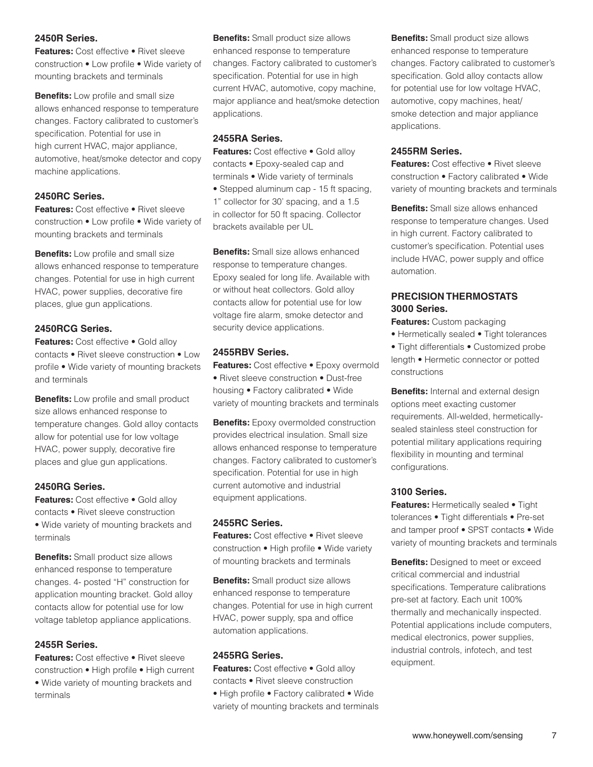### 2450R Series.

**Features:** Cost effective • Rivet sleeve construction • Low profile • Wide variety of mounting brackets and terminals

**Benefits:** Low profile and small size allows enhanced response to temperature changes. Factory calibrated to customer's specification. Potential for use in high current HVAC, major appliance, automotive, heat/smoke detector and copy machine applications.

### 2450RC Series.

**Features:** Cost effective • Rivet sleeve construction • Low profile • Wide variety of mounting brackets and terminals

**Benefits:** Low profile and small size allows enhanced response to temperature changes. Potential for use in high current HVAC, power supplies, decorative fire places, glue gun applications.

### 2450RCG Series.

**Features:** Cost effective • Gold alloy contacts • Rivet sleeve construction • Low profile • Wide variety of mounting brackets and terminals

**Benefits:** Low profile and small product size allows enhanced response to temperature changes. Gold alloy contacts allow for potential use for low voltage HVAC, power supply, decorative fire places and glue gun applications.

### 2450RG Series.

**Features:** Cost effective • Gold alloy contacts • Rivet sleeve construction • Wide variety of mounting brackets and terminals

**Benefits:** Small product size allows enhanced response to temperature changes. 4- posted "H" construction for application mounting bracket. Gold alloy contacts allow for potential use for low voltage tabletop appliance applications.

### 2455R Series.

**Features:** Cost effective • Rivet sleeve construction • High profile • High current • Wide variety of mounting brackets and terminals

**Benefits:** Small product size allows enhanced response to temperature changes. Factory calibrated to customer's specification. Potential for use in high current HVAC, automotive, copy machine, major appliance and heat/smoke detection applications.

### 2455RA Series.

**Features:** Cost effective • Gold alloy contacts • Epoxy-sealed cap and terminals • Wide variety of terminals • Stepped aluminum cap - 15 ft spacing, 1" collector for 30' spacing, and a 1.5 in collector for 50 ft spacing. Collector brackets available per UL

**Benefits:** Small size allows enhanced response to temperature changes. Epoxy sealed for long life. Available with or without heat collectors. Gold alloy contacts allow for potential use for low voltage fire alarm, smoke detector and security device applications.

### 2455RBV Series.

**Features:** Cost effective • Epoxy overmold • Rivet sleeve construction • Dust-free housing • Factory calibrated • Wide variety of mounting brackets and terminals

**Benefits:** Epoxy overmolded construction provides electrical insulation. Small size allows enhanced response to temperature changes. Factory calibrated to customer's specification. Potential for use in high current automotive and industrial equipment applications.

### 2455RC Series.

**Features:** Cost effective • Rivet sleeve construction • High profile • Wide variety of mounting brackets and terminals

**Benefits:** Small product size allows enhanced response to temperature changes. Potential for use in high current HVAC, power supply, spa and office automation applications.

### 2455RG Series.

**Features:** Cost effective • Gold alloy contacts • Rivet sleeve construction • High profile • Factory calibrated • Wide variety of mounting brackets and terminals

**Benefits:** Small product size allows enhanced response to temperature changes. Factory calibrated to customer's specification. Gold alloy contacts allow for potential use for low voltage HVAC, automotive, copy machines, heat/ smoke detection and major appliance applications.

### 2455RM Series.

**Features:** Cost effective • Rivet sleeve construction • Factory calibrated • Wide variety of mounting brackets and terminals

**Benefits:** Small size allows enhanced response to temperature changes. Used in high current. Factory calibrated to customer's specification. Potential uses include HVAC, power supply and office automation.

## PRECISION THERMOSTATS

### 3000 Series.

**Features:** Custom packaging • Hermetically sealed • Tight tolerances • Tight differentials • Customized probe length • Hermetic connector or potted constructions

**Benefits:** Internal and external design options meet exacting customer requirements. All-welded, hermetically-sealed stainless steel construction for potential military applications requiring flexibility in mounting and terminal configurations.

### 3100 Series.

**Features:** Hermetically sealed • Tight tolerances • Tight differentials • Pre-set and tamper proof • SPST contacts • Wide variety of mounting brackets and terminals

**Benefits:** Designed to meet or exceed critical commercial and industrial specifications. Temperature calibrations pre-set at factory. Each unit 100% thermally and mechanically inspected. Potential applications include computers, medical electronics, power supplies, industrial controls, infotech, and test equipment.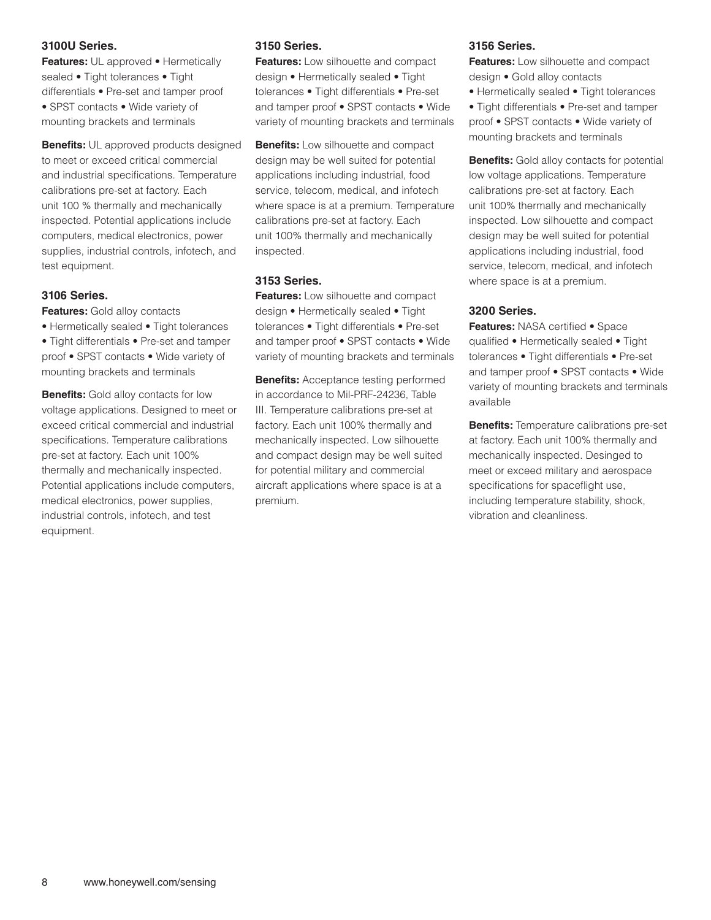### 3100U Series.

**Features:** UL approved • Hermetically sealed • Tight tolerances • Tight differentials • Pre-set and tamper proof • SPST contacts • Wide variety of mounting brackets and terminals

**Benefits:** UL approved products designed to meet or exceed critical commercial and industrial specifications. Temperature calibrations pre-set at factory. Each unit 100 % thermally and mechanically inspected. Potential applications include computers, medical electronics, power supplies, industrial controls, infotech, and test equipment.

### 3106 Series.

**Features:** Gold alloy contacts • Hermetically sealed • Tight tolerances • Tight differentials • Pre-set and tamper proof • SPST contacts • Wide variety of mounting brackets and terminals

**Benefits:** Gold alloy contacts for low voltage applications. Designed to meet or exceed critical commercial and industrial specifications. Temperature calibrations pre-set at factory. Each unit 100% thermally and mechanically inspected. Potential applications include computers, medical electronics, power supplies, industrial controls, infotech, and test equipment.

### 3150 Series.

**Features:** Low silhouette and compact design • Hermetically sealed • Tight tolerances • Tight differentials • Pre-set and tamper proof • SPST contacts • Wide variety of mounting brackets and terminals

**Benefits:** Low silhouette and compact design may be well suited for potential applications including industrial, food service, telecom, medical, and infotech where space is at a premium. Temperature calibrations pre-set at factory. Each unit 100% thermally and mechanically inspected.

### 3153 Series.

**Features:** Low silhouette and compact design • Hermetically sealed • Tight tolerances • Tight differentials • Pre-set and tamper proof • SPST contacts • Wide variety of mounting brackets and terminals

**Benefits:** Acceptance testing performed in accordance to Mil-PRF-24236, Table III. Temperature calibrations pre-set at factory. Each unit 100% thermally and mechanically inspected. Low silhouette and compact design may be well suited for potential military and commercial aircraft applications where space is at a premium.

### 3156 Series.

**Features:** Low silhouette and compact design • Gold alloy contacts • Hermetically sealed • Tight tolerances • Tight differentials • Pre-set and tamper proof • SPST contacts • Wide variety of mounting brackets and terminals

**Benefits:** Gold alloy contacts for potential low voltage applications. Temperature calibrations pre-set at factory. Each unit 100% thermally and mechanically inspected. Low silhouette and compact design may be well suited for potential applications including industrial, food service, telecom, medical, and infotech where space is at a premium.

### 3200 Series.

**Features:** NASA certified • Space qualified • Hermetically sealed • Tight tolerances • Tight differentials • Pre-set and tamper proof • SPST contacts • Wide variety of mounting brackets and terminals available

**Benefits:** Temperature calibrations pre-set at factory. Each unit 100% thermally and mechanically inspected. Desinged to meet or exceed military and aerospace specifications for spaceflight use, including temperature stability, shock, vibration and cleanliness.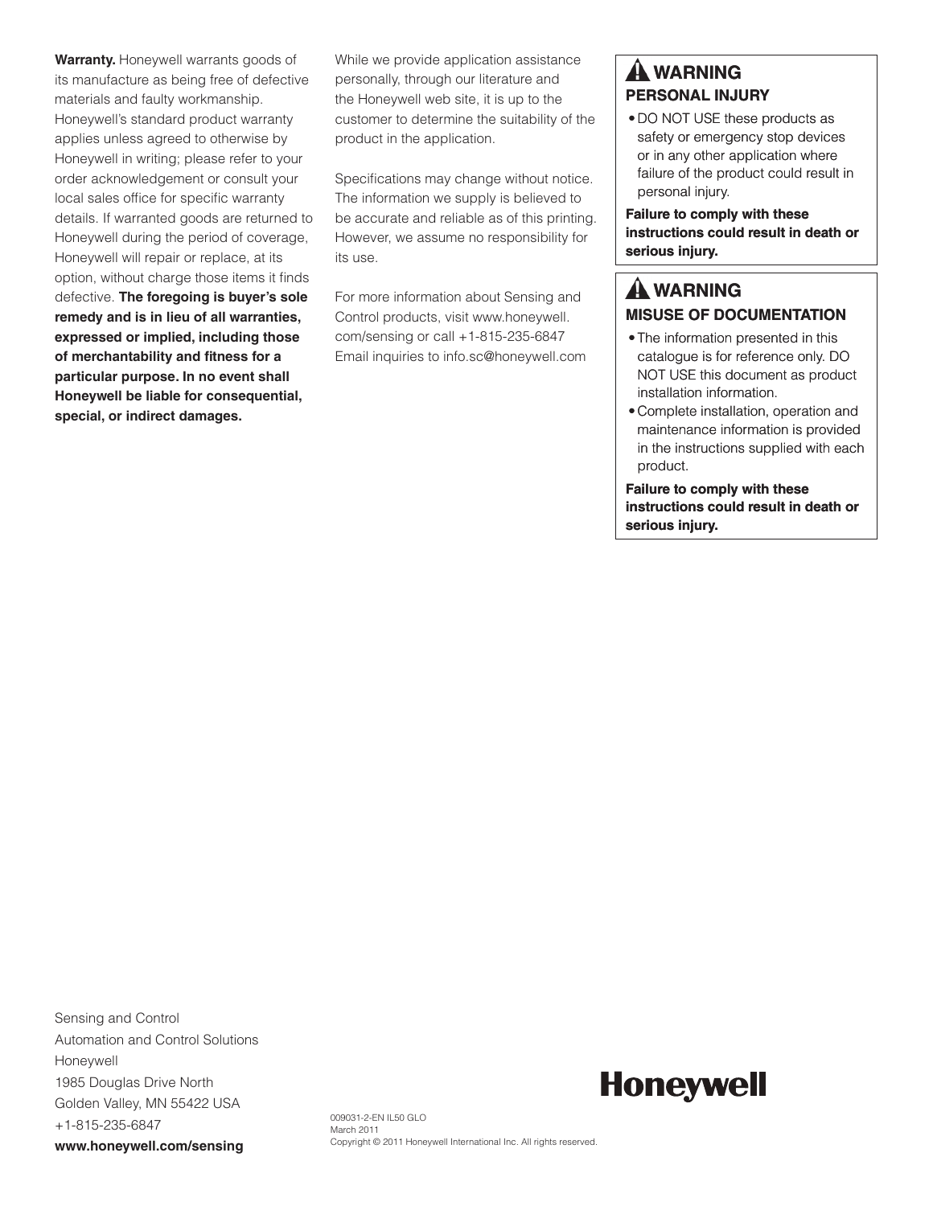**Warranty.** Honeywell warrants goods of its manufacture as being free of defective materials and faulty workmanship. Honeywell's standard product warranty applies unless agreed to otherwise by Honeywell in writing; please refer to your order acknowledgement or consult your local sales office for specific warranty details. If warranted goods are returned to Honeywell during the period of coverage, Honeywell will repair or replace, at its option, without charge those items it finds defective. **The foregoing is buyer's sole remedy and is in lieu of all warranties, expressed or implied, including those of merchantability and fitness for a particular purpose. In no event shall Honeywell be liable for consequential, special, or indirect damages.**

While we provide application assistance personally, through our literature and the Honeywell web site, it is up to the customer to determine the suitability of the product in the application.

Specifications may change without notice. The information we supply is believed to be accurate and reliable as of this printing. However, we assume no responsibility for its use.

For more information about Sensing and Control products, visit www.honeywell.com/sensing or call +1-815-235-6847 Email inquiries to info.sc@honeywell.com

## ⚠ WARNING

### PERSONAL INJURY

- DO NOT USE these products as safety or emergency stop devices or in any other application where failure of the product could result in personal injury.

**Failure to comply with these instructions could result in death or serious injury.**

## ⚠ WARNING

### MISUSE OF DOCUMENTATION

- The information presented in this catalogue is for reference only. DO NOT USE this document as product installation information.
- Complete installation, operation and maintenance information is provided in the instructions supplied with each product.

**Failure to comply with these instructions could result in death or serious injury.**

Sensing and Control
Automation and Control Solutions
Honeywell
1985 Douglas Drive North
Golden Valley, MN 55422 USA
+1-815-235-6847
**www.honeywell.com/sensing**

009031-2-EN IL50 GLO
March 2011
Copyright © 2011 Honeywell International Inc. All rights reserved.

**Honeywell**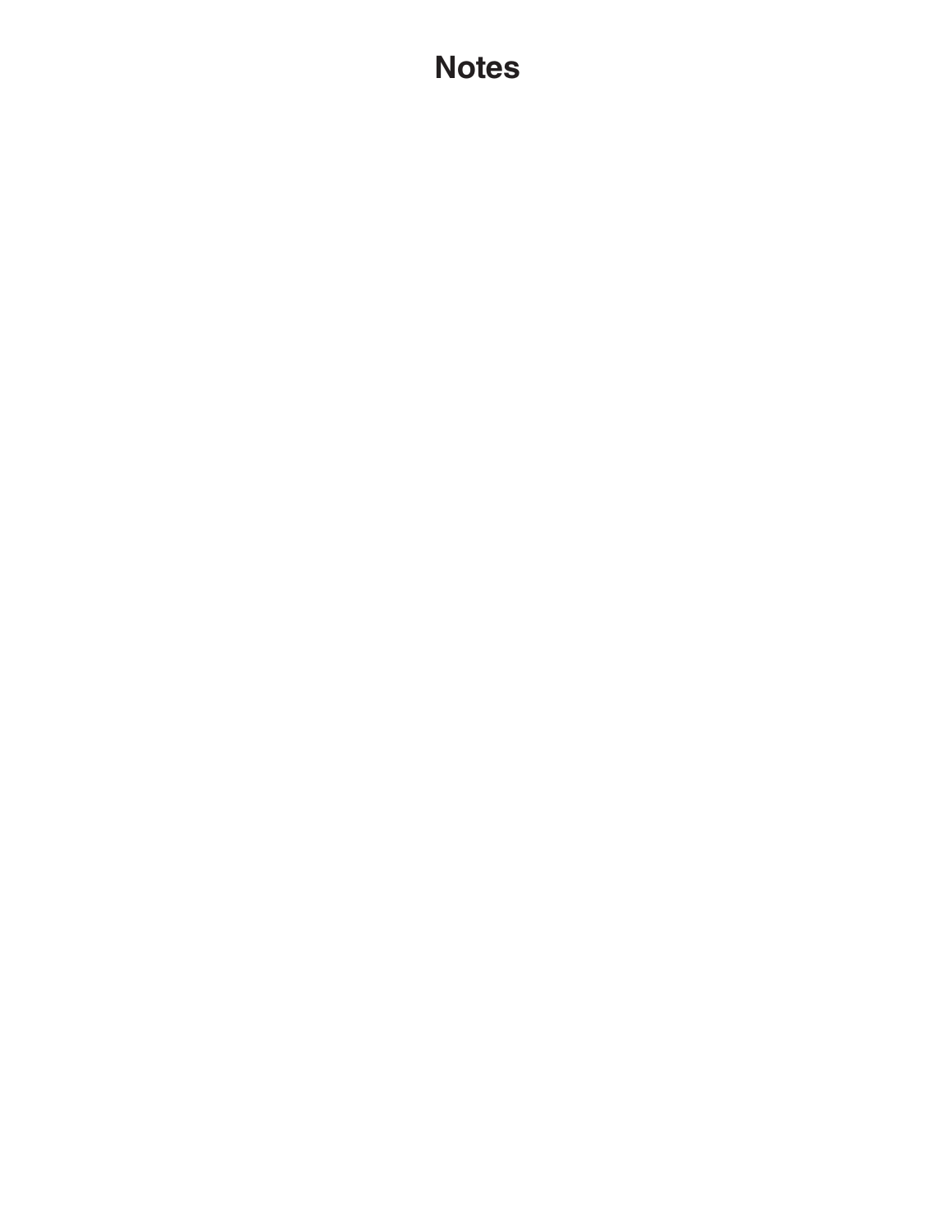# Notes